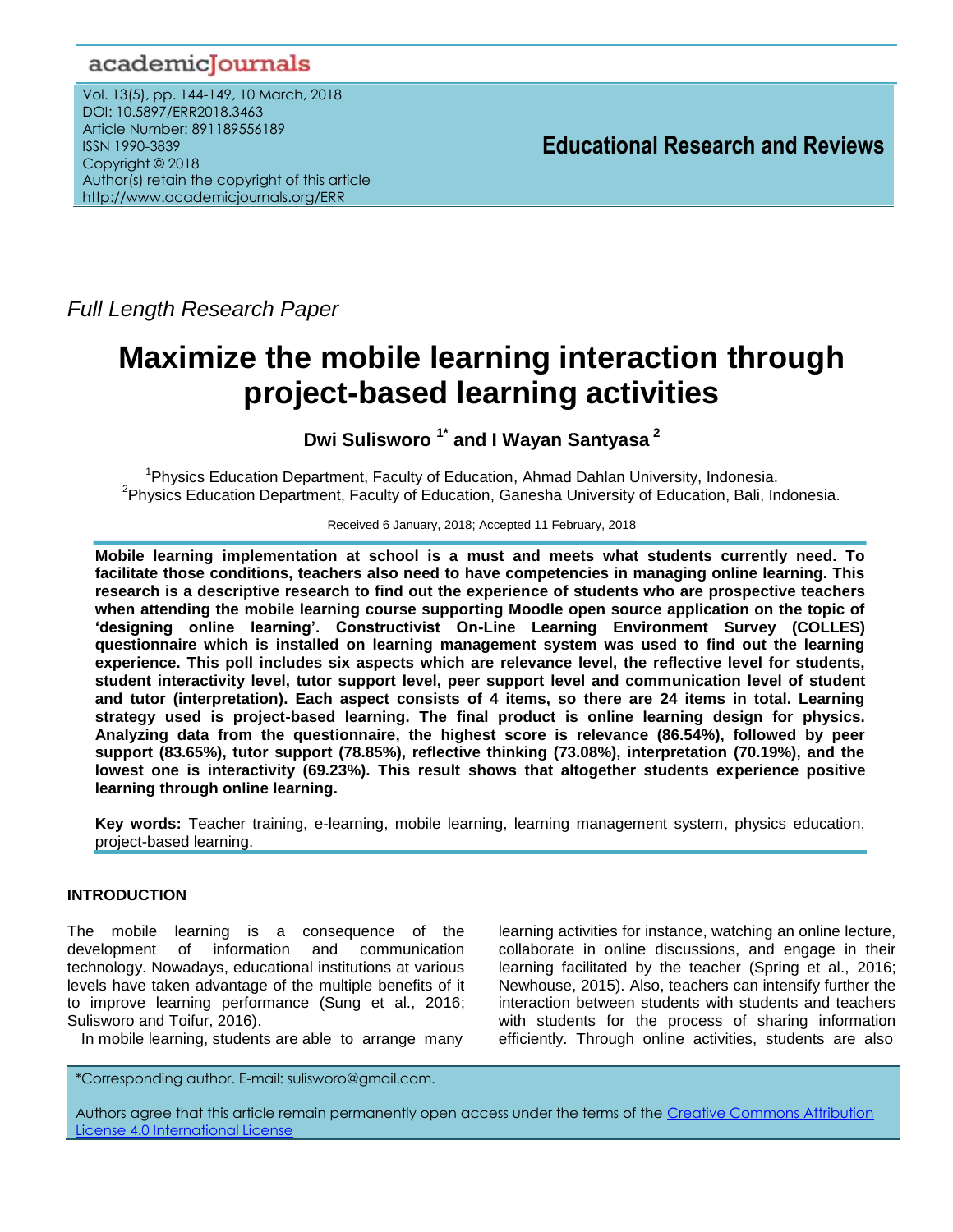academicJournals

Vol. 13(5), pp. 144-149, 10 March, 2018
DOI: 10.5897/ERR2018.3463
Article Number: 891189556189
ISSN 1990-3839
Copyright © 2018
Author(s) retain the copyright of this article
http://www.academicjournals.org/ERR

**Educational Research and Reviews**

*Full Length Research Paper*

# Maximize the mobile learning interaction through project-based learning activities

**Dwi Sulisworo [1*] and I Wayan Santyasa [2]**

[1]Physics Education Department, Faculty of Education, Ahmad Dahlan University, Indonesia.
[2]Physics Education Department, Faculty of Education, Ganesha University of Education, Bali, Indonesia.

Received 6 January, 2018; Accepted 11 February, 2018

**Mobile learning implementation at school is a must and meets what students currently need. To facilitate those conditions, teachers also need to have competencies in managing online learning. This research is a descriptive research to find out the experience of students who are prospective teachers when attending the mobile learning course supporting Moodle open source application on the topic of 'designing online learning'. Constructivist On-Line Learning Environment Survey (COLLES) questionnaire which is installed on learning management system was used to find out the learning experience. This poll includes six aspects which are relevance level, the reflective level for students, student interactivity level, tutor support level, peer support level and communication level of student and tutor (interpretation). Each aspect consists of 4 items, so there are 24 items in total. Learning strategy used is project-based learning. The final product is online learning design for physics. Analyzing data from the questionnaire, the highest score is relevance (86.54%), followed by peer support (83.65%), tutor support (78.85%), reflective thinking (73.08%), interpretation (70.19%), and the lowest one is interactivity (69.23%). This result shows that altogether students experience positive learning through online learning.**

**Key words:** Teacher training, e-learning, mobile learning, learning management system, physics education, project-based learning.

## INTRODUCTION

The mobile learning is a consequence of the development of information and communication technology. Nowadays, educational institutions at various levels have taken advantage of the multiple benefits of it to improve learning performance (Sung et al., 2016; Sulisworo and Toifur, 2016).

In mobile learning, students are able to arrange many learning activities for instance, watching an online lecture, collaborate in online discussions, and engage in their learning facilitated by the teacher (Spring et al., 2016; Newhouse, 2015). Also, teachers can intensify further the interaction between students with students and teachers with students for the process of sharing information efficiently. Through online activities, students are also

*Corresponding author. E-mail: sulisworo@gmail.com.

Authors agree that this article remain permanently open access under the terms of the Creative Commons Attribution License 4.0 International License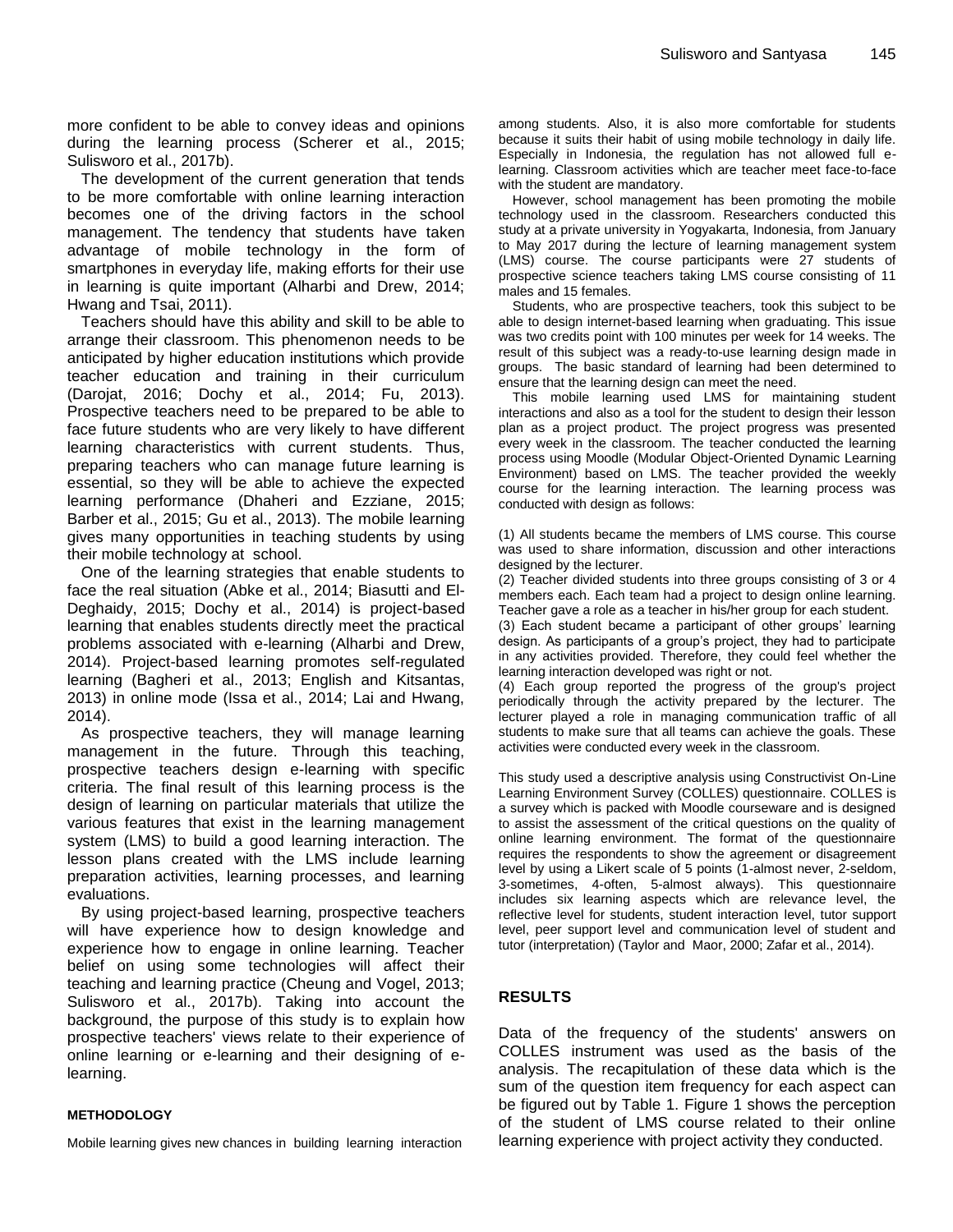more confident to be able to convey ideas and opinions during the learning process (Scherer et al., 2015; Sulisworo et al., 2017b).

The development of the current generation that tends to be more comfortable with online learning interaction becomes one of the driving factors in the school management. The tendency that students have taken advantage of mobile technology in the form of smartphones in everyday life, making efforts for their use in learning is quite important (Alharbi and Drew, 2014; Hwang and Tsai, 2011).

Teachers should have this ability and skill to be able to arrange their classroom. This phenomenon needs to be anticipated by higher education institutions which provide teacher education and training in their curriculum (Darojat, 2016; Dochy et al., 2014; Fu, 2013). Prospective teachers need to be prepared to be able to face future students who are very likely to have different learning characteristics with current students. Thus, preparing teachers who can manage future learning is essential, so they will be able to achieve the expected learning performance (Dhaheri and Ezziane, 2015; Barber et al., 2015; Gu et al., 2013). The mobile learning gives many opportunities in teaching students by using their mobile technology at school.

One of the learning strategies that enable students to face the real situation (Abke et al., 2014; Biasutti and El-Deghaidy, 2015; Dochy et al., 2014) is project-based learning that enables students directly meet the practical problems associated with e-learning (Alharbi and Drew, 2014). Project-based learning promotes self-regulated learning (Bagheri et al., 2013; English and Kitsantas, 2013) in online mode (Issa et al., 2014; Lai and Hwang, 2014).

As prospective teachers, they will manage learning management in the future. Through this teaching, prospective teachers design e-learning with specific criteria. The final result of this learning process is the design of learning on particular materials that utilize the various features that exist in the learning management system (LMS) to build a good learning interaction. The lesson plans created with the LMS include learning preparation activities, learning processes, and learning evaluations.

By using project-based learning, prospective teachers will have experience how to design knowledge and experience how to engage in online learning. Teacher belief on using some technologies will affect their teaching and learning practice (Cheung and Vogel, 2013; Sulisworo et al., 2017b). Taking into account the background, the purpose of this study is to explain how prospective teachers' views relate to their experience of online learning or e-learning and their designing of e-learning.

## METHODOLOGY

Mobile learning gives new chances in building learning interaction among students. Also, it is also more comfortable for students because it suits their habit of using mobile technology in daily life. Especially in Indonesia, the regulation has not allowed full e-learning. Classroom activities which are teacher meet face-to-face with the student are mandatory.

However, school management has been promoting the mobile technology used in the classroom. Researchers conducted this study at a private university in Yogyakarta, Indonesia, from January to May 2017 during the lecture of learning management system (LMS) course. The course participants were 27 students of prospective science teachers taking LMS course consisting of 11 males and 15 females.

Students, who are prospective teachers, took this subject to be able to design internet-based learning when graduating. This issue was two credits point with 100 minutes per week for 14 weeks. The result of this subject was a ready-to-use learning design made in groups. The basic standard of learning had been determined to ensure that the learning design can meet the need.

This mobile learning used LMS for maintaining student interactions and also as a tool for the student to design their lesson plan as a project product. The project progress was presented every week in the classroom. The teacher conducted the learning process using Moodle (Modular Object-Oriented Dynamic Learning Environment) based on LMS. The teacher provided the weekly course for the learning interaction. The learning process was conducted with design as follows:

(1) All students became the members of LMS course. This course was used to share information, discussion and other interactions designed by the lecturer.
(2) Teacher divided students into three groups consisting of 3 or 4 members each. Each team had a project to design online learning. Teacher gave a role as a teacher in his/her group for each student.
(3) Each student became a participant of other groups' learning design. As participants of a group's project, they had to participate in any activities provided. Therefore, they could feel whether the learning interaction developed was right or not.
(4) Each group reported the progress of the group's project periodically through the activity prepared by the lecturer. The lecturer played a role in managing communication traffic of all students to make sure that all teams can achieve the goals. These activities were conducted every week in the classroom.

This study used a descriptive analysis using Constructivist On-Line Learning Environment Survey (COLLES) questionnaire. COLLES is a survey which is packed with Moodle courseware and is designed to assist the assessment of the critical questions on the quality of online learning environment. The format of the questionnaire requires the respondents to show the agreement or disagreement level by using a Likert scale of 5 points (1-almost never, 2-seldom, 3-sometimes, 4-often, 5-almost always). This questionnaire includes six learning aspects which are relevance level, the reflective level for students, student interaction level, tutor support level, peer support level and communication level of student and tutor (interpretation) (Taylor and Maor, 2000; Zafar et al., 2014).

## RESULTS

Data of the frequency of the students' answers on COLLES instrument was used as the basis of the analysis. The recapitulation of these data which is the sum of the question item frequency for each aspect can be figured out by Table 1. Figure 1 shows the perception of the student of LMS course related to their online learning experience with project activity they conducted.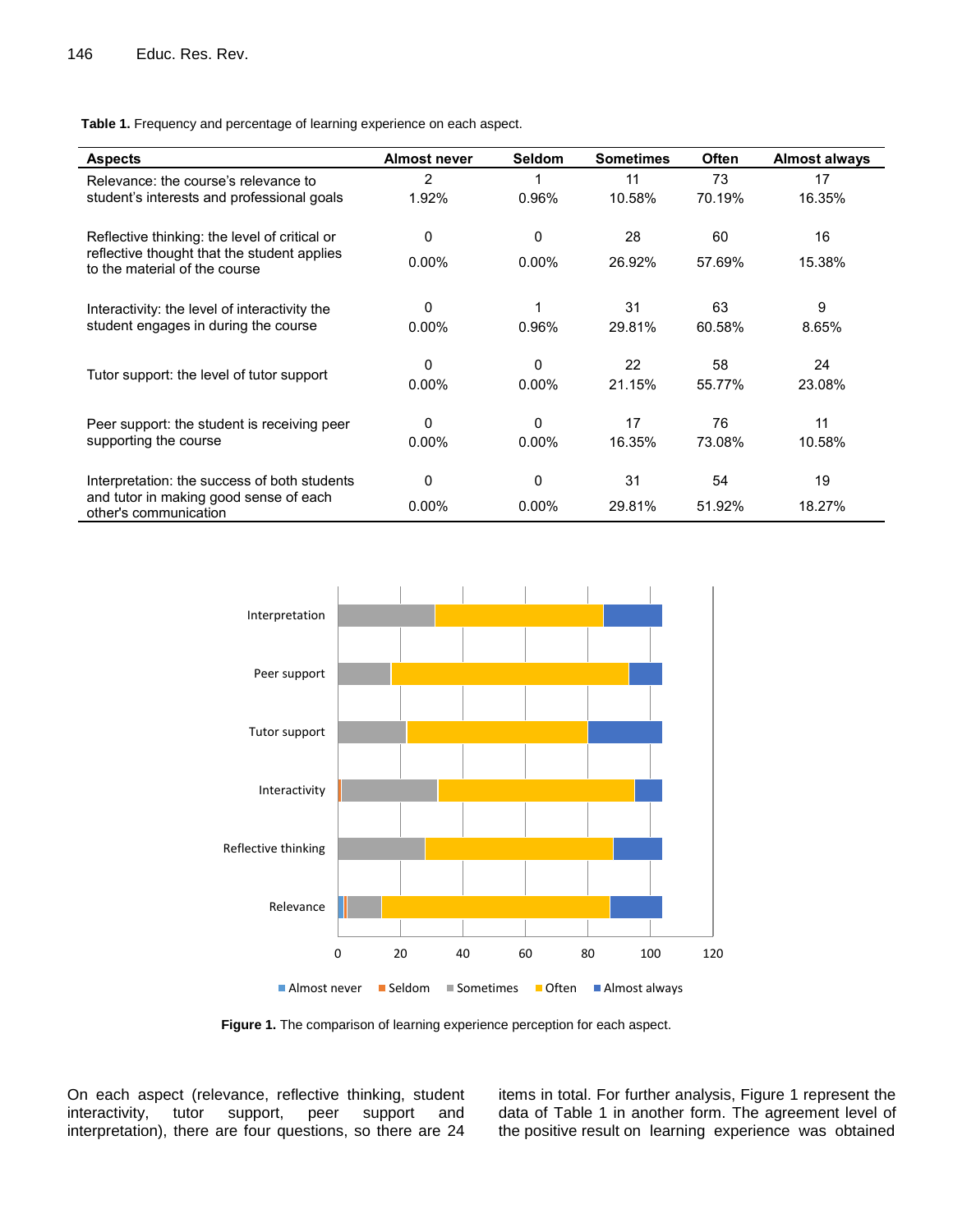**Table 1.** Frequency and percentage of learning experience on each aspect.

| Aspects | Almost never | Seldom | Sometimes | Often | Almost always |
|---|---|---|---|---|---|
| Relevance: the course's relevance to student's interests and professional goals | 2<br>1.92% | 1<br>0.96% | 11<br>10.58% | 73<br>70.19% | 17<br>16.35% |
| Reflective thinking: the level of critical or reflective thought that the student applies to the material of the course | 0<br>0.00% | 0<br>0.00% | 28<br>26.92% | 60<br>57.69% | 16<br>15.38% |
| Interactivity: the level of interactivity the student engages in during the course | 0<br>0.00% | 1<br>0.96% | 31<br>29.81% | 63<br>60.58% | 9<br>8.65% |
| Tutor support: the level of tutor support | 0<br>0.00% | 0<br>0.00% | 22<br>21.15% | 58<br>55.77% | 24<br>23.08% |
| Peer support: the student is receiving peer supporting the course | 0<br>0.00% | 0<br>0.00% | 17<br>16.35% | 76<br>73.08% | 11<br>10.58% |
| Interpretation: the success of both students and tutor in making good sense of each other's communication | 0<br>0.00% | 0<br>0.00% | 31<br>29.81% | 54<br>51.92% | 19<br>18.27% |

**Figure 1.** The comparison of learning experience perception for each aspect.

On each aspect (relevance, reflective thinking, student interactivity, tutor support, peer support and interpretation), there are four questions, so there are 24 items in total. For further analysis, Figure 1 represent the data of Table 1 in another form. The agreement level of the positive result on learning experience was obtained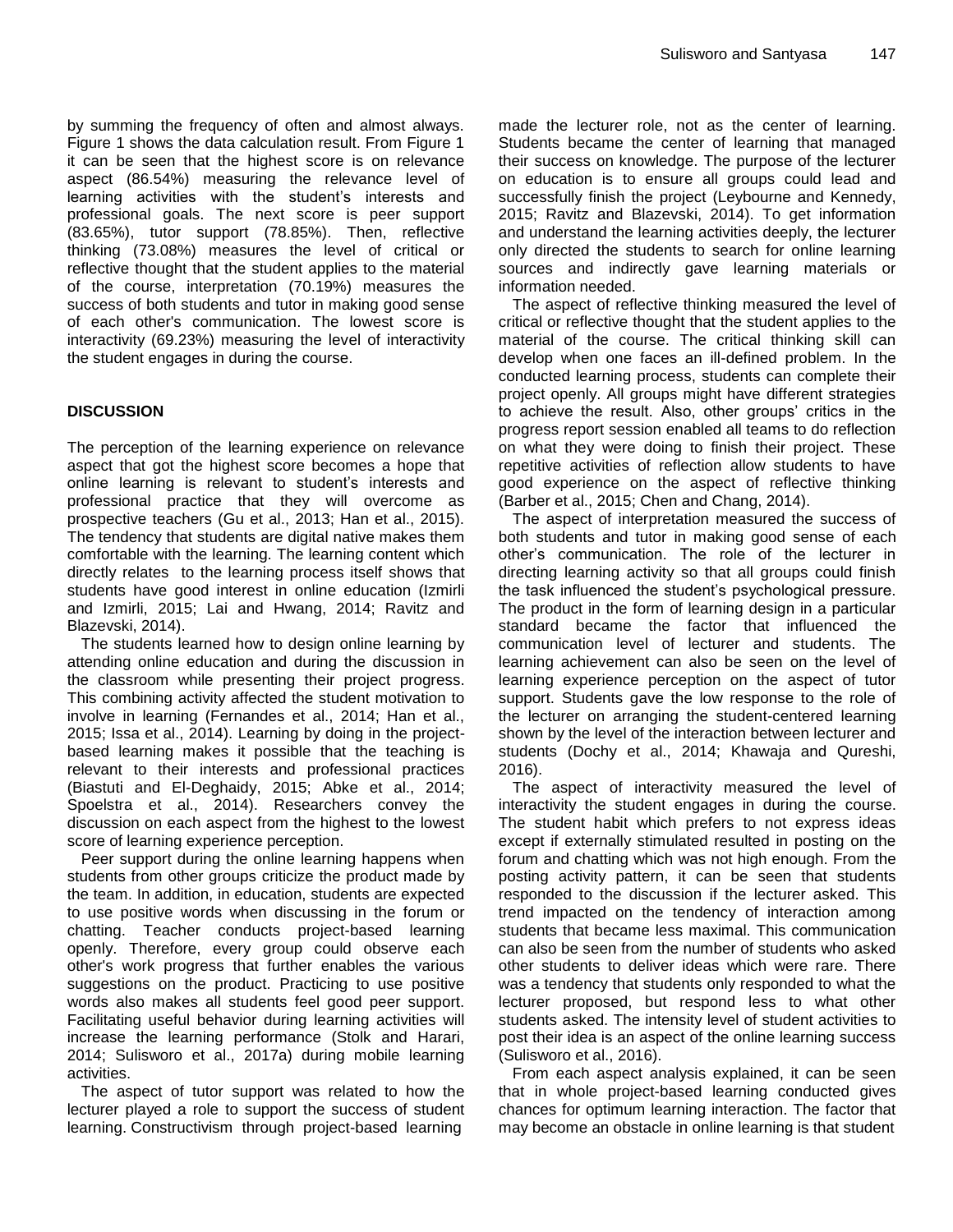by summing the frequency of often and almost always. Figure 1 shows the data calculation result. From Figure 1 it can be seen that the highest score is on relevance aspect (86.54%) measuring the relevance level of learning activities with the student's interests and professional goals. The next score is peer support (83.65%), tutor support (78.85%). Then, reflective thinking (73.08%) measures the level of critical or reflective thought that the student applies to the material of the course, interpretation (70.19%) measures the success of both students and tutor in making good sense of each other's communication. The lowest score is interactivity (69.23%) measuring the level of interactivity the student engages in during the course.

## DISCUSSION

The perception of the learning experience on relevance aspect that got the highest score becomes a hope that online learning is relevant to student's interests and professional practice that they will overcome as prospective teachers (Gu et al., 2013; Han et al., 2015). The tendency that students are digital native makes them comfortable with the learning. The learning content which directly relates to the learning process itself shows that students have good interest in online education (Izmirli and Izmirli, 2015; Lai and Hwang, 2014; Ravitz and Blazevski, 2014).

The students learned how to design online learning by attending online education and during the discussion in the classroom while presenting their project progress. This combining activity affected the student motivation to involve in learning (Fernandes et al., 2014; Han et al., 2015; Issa et al., 2014). Learning by doing in the project-based learning makes it possible that the teaching is relevant to their interests and professional practices (Biastuti and El-Deghaidy, 2015; Abke et al., 2014; Spoelstra et al., 2014). Researchers convey the discussion on each aspect from the highest to the lowest score of learning experience perception.

Peer support during the online learning happens when students from other groups criticize the product made by the team. In addition, in education, students are expected to use positive words when discussing in the forum or chatting. Teacher conducts project-based learning openly. Therefore, every group could observe each other's work progress that further enables the various suggestions on the product. Practicing to use positive words also makes all students feel good peer support. Facilitating useful behavior during learning activities will increase the learning performance (Stolk and Harari, 2014; Sulisworo et al., 2017a) during mobile learning activities.

The aspect of tutor support was related to how the lecturer played a role to support the success of student learning. Constructivism through project-based learning made the lecturer role, not as the center of learning. Students became the center of learning that managed their success on knowledge. The purpose of the lecturer on education is to ensure all groups could lead and successfully finish the project (Leybourne and Kennedy, 2015; Ravitz and Blazevski, 2014). To get information and understand the learning activities deeply, the lecturer only directed the students to search for online learning sources and indirectly gave learning materials or information needed.

The aspect of reflective thinking measured the level of critical or reflective thought that the student applies to the material of the course. The critical thinking skill can develop when one faces an ill-defined problem. In the conducted learning process, students can complete their project openly. All groups might have different strategies to achieve the result. Also, other groups' critics in the progress report session enabled all teams to do reflection on what they were doing to finish their project. These repetitive activities of reflection allow students to have good experience on the aspect of reflective thinking (Barber et al., 2015; Chen and Chang, 2014).

The aspect of interpretation measured the success of both students and tutor in making good sense of each other's communication. The role of the lecturer in directing learning activity so that all groups could finish the task influenced the student's psychological pressure. The product in the form of learning design in a particular standard became the factor that influenced the communication level of lecturer and students. The learning achievement can also be seen on the level of learning experience perception on the aspect of tutor support. Students gave the low response to the role of the lecturer on arranging the student-centered learning shown by the level of the interaction between lecturer and students (Dochy et al., 2014; Khawaja and Qureshi, 2016).

The aspect of interactivity measured the level of interactivity the student engages in during the course. The student habit which prefers to not express ideas except if externally stimulated resulted in posting on the forum and chatting which was not high enough. From the posting activity pattern, it can be seen that students responded to the discussion if the lecturer asked. This trend impacted on the tendency of interaction among students that became less maximal. This communication can also be seen from the number of students who asked other students to deliver ideas which were rare. There was a tendency that students only responded to what the lecturer proposed, but respond less to what other students asked. The intensity level of student activities to post their idea is an aspect of the online learning success (Sulisworo et al., 2016).

From each aspect analysis explained, it can be seen that in whole project-based learning conducted gives chances for optimum learning interaction. The factor that may become an obstacle in online learning is that student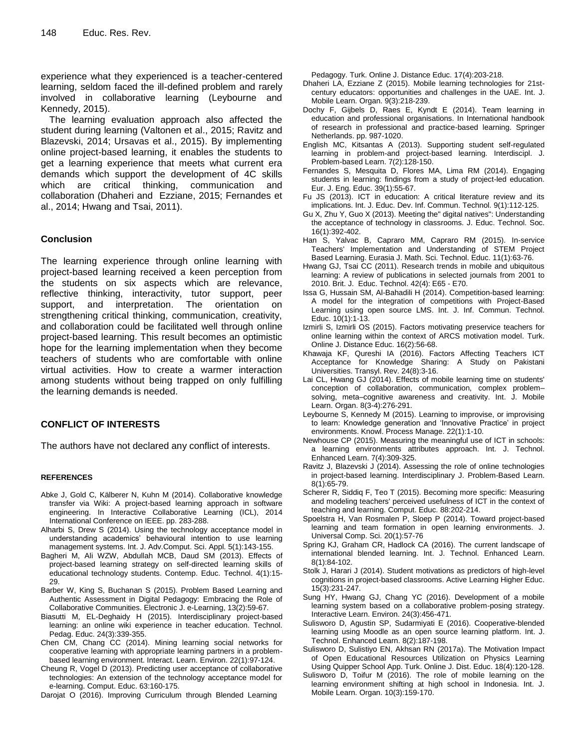experience what they experienced is a teacher-centered learning, seldom faced the ill-defined problem and rarely involved in collaborative learning (Leybourne and Kennedy, 2015).

The learning evaluation approach also affected the student during learning (Valtonen et al., 2015; Ravitz and Blazevski, 2014; Ursavas et al., 2015). By implementing online project-based learning, it enables the students to get a learning experience that meets what current era demands which support the development of 4C skills which are critical thinking, communication and collaboration (Dhaheri and Ezziane, 2015; Fernandes et al., 2014; Hwang and Tsai, 2011).

## Conclusion

The learning experience through online learning with project-based learning received a keen perception from the students on six aspects which are relevance, reflective thinking, interactivity, tutor support, peer support, and interpretation. The orientation on strengthening critical thinking, communication, creativity, and collaboration could be facilitated well through online project-based learning. This result becomes an optimistic hope for the learning implementation when they become teachers of students who are comfortable with online virtual activities. How to create a warmer interaction among students without being trapped on only fulfilling the learning demands is needed.

## CONFLICT OF INTERESTS

The authors have not declared any conflict of interests.

## REFERENCES

Abke J, Gold C, Kälberer N, Kuhn M (2014). Collaborative knowledge transfer via Wiki: A project-based learning approach in software engineering. In Interactive Collaborative Learning (ICL), 2014 International Conference on IEEE. pp. 283-288.

Alharbi S, Drew S (2014). Using the technology acceptance model in understanding academics' behavioural intention to use learning management systems. Int. J. Adv.Comput. Sci. Appl. 5(1):143-155.

Bagheri M, Ali WZW, Abdullah MCB, Daud SM (2013). Effects of project-based learning strategy on self-directed learning skills of educational technology students. Contemp. Educ. Technol. 4(1):15-29.

Barber W, King S, Buchanan S (2015). Problem Based Learning and Authentic Assessment in Digital Pedagogy: Embracing the Role of Collaborative Communities. Electronic J. e-Learning, 13(2):59-67.

Biasutti M, EL-Deghaidy H (2015). Interdisciplinary project-based learning: an online wiki experience in teacher education. Technol. Pedag. Educ. 24(3):339-355.

Chen CM, Chang CC (2014). Mining learning social networks for cooperative learning with appropriate learning partners in a problem-based learning environment. Interact. Learn. Environ. 22(1):97-124.

Cheung R, Vogel D (2013). Predicting user acceptance of collaborative technologies: An extension of the technology acceptance model for e-learning. Comput. Educ. 63:160-175.

Darojat O (2016). Improving Curriculum through Blended Learning Pedagogy. Turk. Online J. Distance Educ. 17(4):203-218.

Dhaheri LA, Ezziane Z (2015). Mobile learning technologies for 21st-century educators: opportunities and challenges in the UAE. Int. J. Mobile Learn. Organ. 9(3):218-239.

Dochy F, Gijbels D, Raes E, Kyndt E (2014). Team learning in education and professional organisations. In International handbook of research in professional and practice-based learning. Springer Netherlands. pp. 987-1020.

English MC, Kitsantas A (2013). Supporting student self-regulated learning in problem-and project-based learning. Interdiscipl. J. Problem-based Learn. 7(2):128-150.

Fernandes S, Mesquita D, Flores MA, Lima RM (2014). Engaging students in learning: findings from a study of project-led education. Eur. J. Eng. Educ. 39(1):55-67.

Fu JS (2013). ICT in education: A critical literature review and its implications. Int. J. Educ. Dev. Inf. Commun. Technol. 9(1):112-125.

Gu X, Zhu Y, Guo X (2013). Meeting the" digital natives": Understanding the acceptance of technology in classrooms. J. Educ. Technol. Soc. 16(1):392-402.

Han S, Yalvac B, Capraro MM, Capraro RM (2015). In-service Teachers' Implementation and Understanding of STEM Project Based Learning. Eurasia J. Math. Sci. Technol. Educ. 11(1):63-76.

Hwang GJ, Tsai CC (2011). Research trends in mobile and ubiquitous learning: A review of publications in selected journals from 2001 to 2010. Brit. J. Educ. Technol. 42(4): E65 - E70.

Issa G, Hussain SM, Al-Bahadili H (2014). Competition-based learning: A model for the integration of competitions with Project-Based Learning using open source LMS. Int. J. Inf. Commun. Technol. Educ. 10(1):1-13.

Izmirli S, Izmirli OS (2015). Factors motivating preservice teachers for online learning within the context of ARCS motivation model. Turk. Online J. Distance Educ. 16(2):56-68.

Khawaja KF, Qureshi IA (2016). Factors Affecting Teachers ICT Acceptance for Knowledge Sharing: A Study on Pakistani Universities. Transyl. Rev. 24(8):3-16.

Lai CL, Hwang GJ (2014). Effects of mobile learning time on students' conception of collaboration, communication, complex problem–solving, meta–cognitive awareness and creativity. Int. J. Mobile Learn. Organ. 8(3-4):276-291.

Leybourne S, Kennedy M (2015). Learning to improvise, or improvising to learn: Knowledge generation and 'Innovative Practice' in project environments. Knowl. Process Manage. 22(1):1-10.

Newhouse CP (2015). Measuring the meaningful use of ICT in schools: a learning environments attributes approach. Int. J. Technol. Enhanced Learn. 7(4):309-325.

Ravitz J, Blazevski J (2014). Assessing the role of online technologies in project-based learning. Interdisciplinary J. Problem-Based Learn. 8(1):65-79.

Scherer R, Siddiq F, Teo T (2015). Becoming more specific: Measuring and modeling teachers' perceived usefulness of ICT in the context of teaching and learning. Comput. Educ. 88:202-214.

Spoelstra H, Van Rosmalen P, Sloep P (2014). Toward project-based learning and team formation in open learning environments. J. Universal Comp. Sci. 20(1):57-76

Spring KJ, Graham CR, Hadlock CA (2016). The current landscape of international blended learning. Int. J. Technol. Enhanced Learn. 8(1):84-102.

Stolk J, Harari J (2014). Student motivations as predictors of high-level cognitions in project-based classrooms. Active Learning Higher Educ. 15(3):231-247.

Sung HY, Hwang GJ, Chang YC (2016). Development of a mobile learning system based on a collaborative problem-posing strategy. Interactive Learn. Environ. 24(3):456-471.

Sulisworo D, Agustin SP, Sudarmiyati E (2016). Cooperative-blended learning using Moodle as an open source learning platform. Int. J. Technol. Enhanced Learn. 8(2):187-198.

Sulisworo D, Sulistiyo EN, Akhsan RN (2017a). The Motivation Impact of Open Educational Resources Utilization on Physics Learning Using Quipper School App. Turk. Online J. Dist. Educ. 18(4):120-128.

Sulisworo D, Toifur M (2016). The role of mobile learning on the learning environment shifting at high school in Indonesia. Int. J. Mobile Learn. Organ. 10(3):159-170.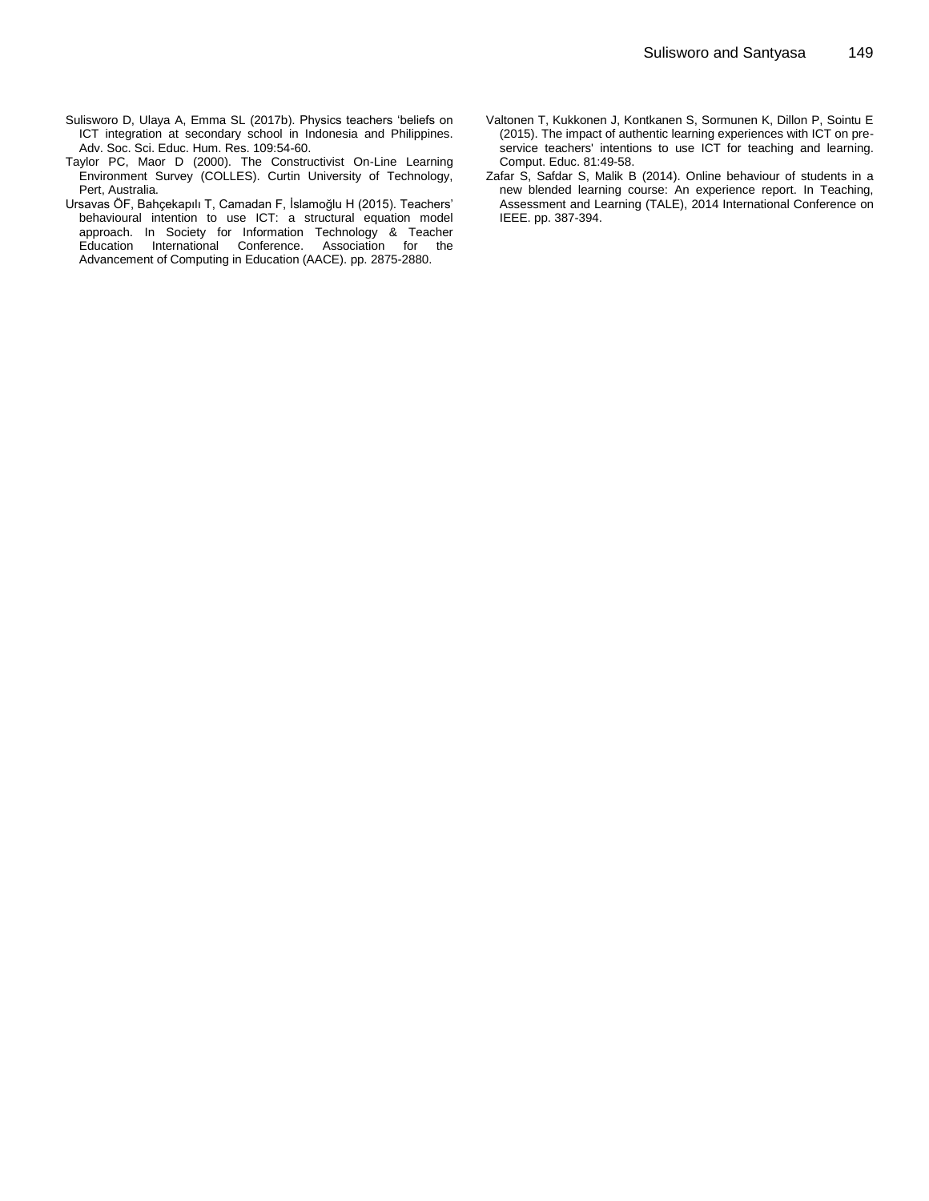Sulisworo D, Ulaya A, Emma SL (2017b). Physics teachers 'beliefs on ICT integration at secondary school in Indonesia and Philippines. Adv. Soc. Sci. Educ. Hum. Res. 109:54-60.

Taylor PC, Maor D (2000). The Constructivist On-Line Learning Environment Survey (COLLES). Curtin University of Technology, Pert, Australia.

Ursavas ÖF, Bahçekapılı T, Camadan F, İslamoğlu H (2015). Teachers' behavioural intention to use ICT: a structural equation model approach. In Society for Information Technology & Teacher Education International Conference. Association for the Advancement of Computing in Education (AACE). pp. 2875-2880.

Valtonen T, Kukkonen J, Kontkanen S, Sormunen K, Dillon P, Sointu E (2015). The impact of authentic learning experiences with ICT on pre-service teachers' intentions to use ICT for teaching and learning. Comput. Educ. 81:49-58.

Zafar S, Safdar S, Malik B (2014). Online behaviour of students in a new blended learning course: An experience report. In Teaching, Assessment and Learning (TALE), 2014 International Conference on IEEE. pp. 387-394.